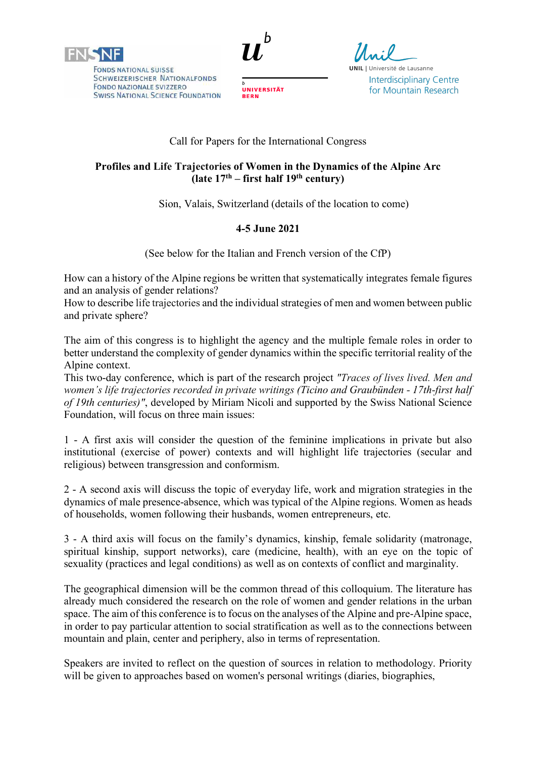FNSNF
Fonds national suisse
Schweizerischer Nationalfonds
Fondo nazionale svizzero
Swiss National Science Foundation

UNIVERSITÄT BERN

UNIL | Université de Lausanne
Interdisciplinary Centre for Mountain Research

Call for Papers for the International Congress

**Profiles and Life Trajectories of Women in the Dynamics of the Alpine Arc (late 17th – first half 19th century)**

Sion, Valais, Switzerland (details of the location to come)

**4-5 June 2021**

(See below for the Italian and French version of the CfP)

How can a history of the Alpine regions be written that systematically integrates female figures and an analysis of gender relations?
How to describe life trajectories and the individual strategies of men and women between public and private sphere?

The aim of this congress is to highlight the agency and the multiple female roles in order to better understand the complexity of gender dynamics within the specific territorial reality of the Alpine context.
This two-day conference, which is part of the research project *"Traces of lives lived. Men and women's life trajectories recorded in private writings (Ticino and Graubünden - 17th-first half of 19th centuries)"*, developed by Miriam Nicoli and supported by the Swiss National Science Foundation, will focus on three main issues:

1 - A first axis will consider the question of the feminine implications in private but also institutional (exercise of power) contexts and will highlight life trajectories (secular and religious) between transgression and conformism.

2 - A second axis will discuss the topic of everyday life, work and migration strategies in the dynamics of male presence-absence, which was typical of the Alpine regions. Women as heads of households, women following their husbands, women entrepreneurs, etc.

3 - A third axis will focus on the family's dynamics, kinship, female solidarity (matronage, spiritual kinship, support networks), care (medicine, health), with an eye on the topic of sexuality (practices and legal conditions) as well as on contexts of conflict and marginality.

The geographical dimension will be the common thread of this colloquium. The literature has already much considered the research on the role of women and gender relations in the urban space. The aim of this conference is to focus on the analyses of the Alpine and pre-Alpine space, in order to pay particular attention to social stratification as well as to the connections between mountain and plain, center and periphery, also in terms of representation.

Speakers are invited to reflect on the question of sources in relation to methodology. Priority will be given to approaches based on women's personal writings (diaries, biographies,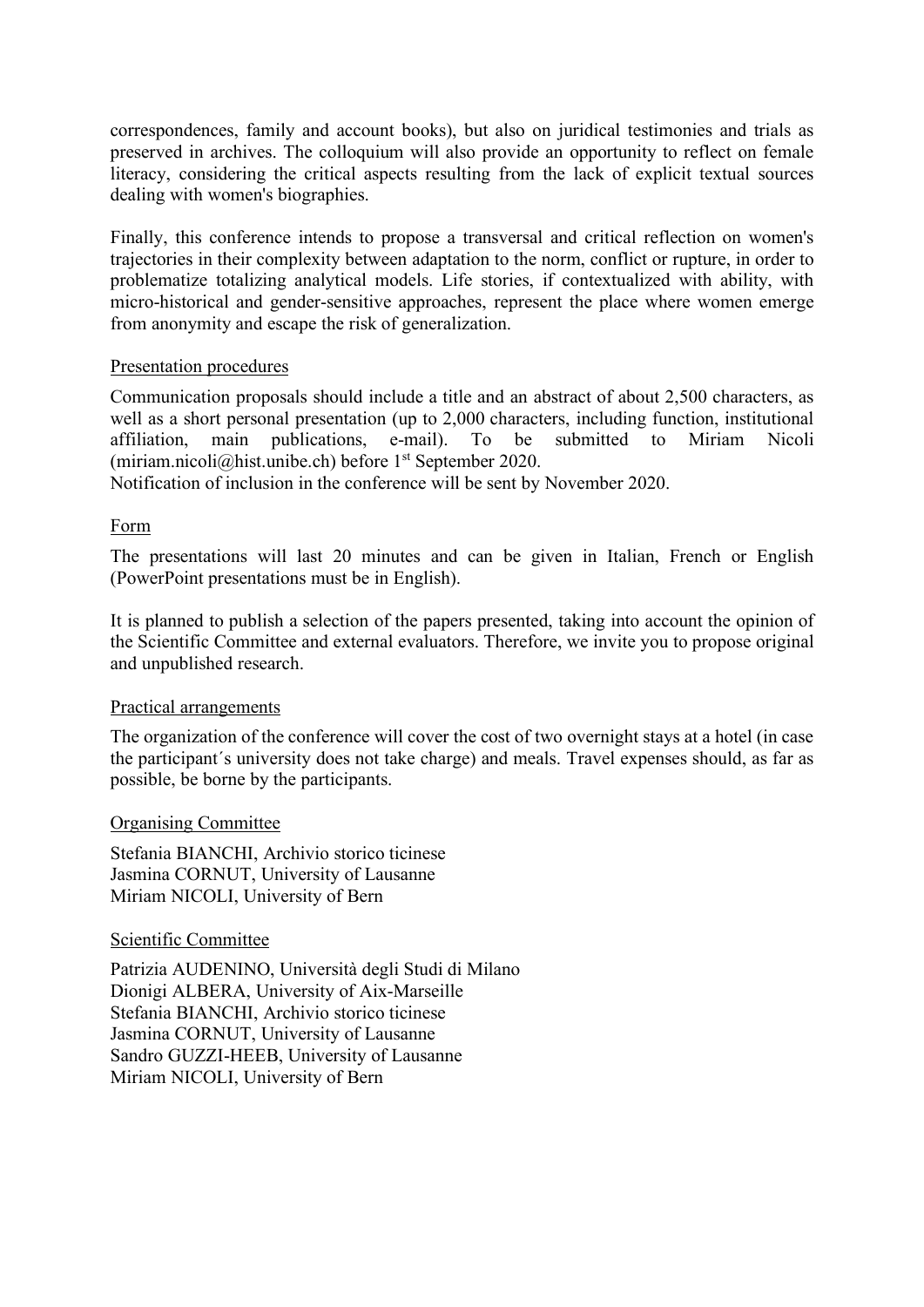correspondences, family and account books), but also on juridical testimonies and trials as preserved in archives. The colloquium will also provide an opportunity to reflect on female literacy, considering the critical aspects resulting from the lack of explicit textual sources dealing with women's biographies.

Finally, this conference intends to propose a transversal and critical reflection on women's trajectories in their complexity between adaptation to the norm, conflict or rupture, in order to problematize totalizing analytical models. Life stories, if contextualized with ability, with micro-historical and gender-sensitive approaches, represent the place where women emerge from anonymity and escape the risk of generalization.

## Presentation procedures

Communication proposals should include a title and an abstract of about 2,500 characters, as well as a short personal presentation (up to 2,000 characters, including function, institutional affiliation, main publications, e-mail). To be submitted to Miriam Nicoli (miriam.nicoli@hist.unibe.ch) before 1st September 2020.
Notification of inclusion in the conference will be sent by November 2020.

## Form

The presentations will last 20 minutes and can be given in Italian, French or English (PowerPoint presentations must be in English).

It is planned to publish a selection of the papers presented, taking into account the opinion of the Scientific Committee and external evaluators. Therefore, we invite you to propose original and unpublished research.

## Practical arrangements

The organization of the conference will cover the cost of two overnight stays at a hotel (in case the participant´s university does not take charge) and meals. Travel expenses should, as far as possible, be borne by the participants.

## Organising Committee

Stefania BIANCHI, Archivio storico ticinese
Jasmina CORNUT, University of Lausanne
Miriam NICOLI, University of Bern

## Scientific Committee

Patrizia AUDENINO, Università degli Studi di Milano
Dionigi ALBERA, University of Aix-Marseille
Stefania BIANCHI, Archivio storico ticinese
Jasmina CORNUT, University of Lausanne
Sandro GUZZI-HEEB, University of Lausanne
Miriam NICOLI, University of Bern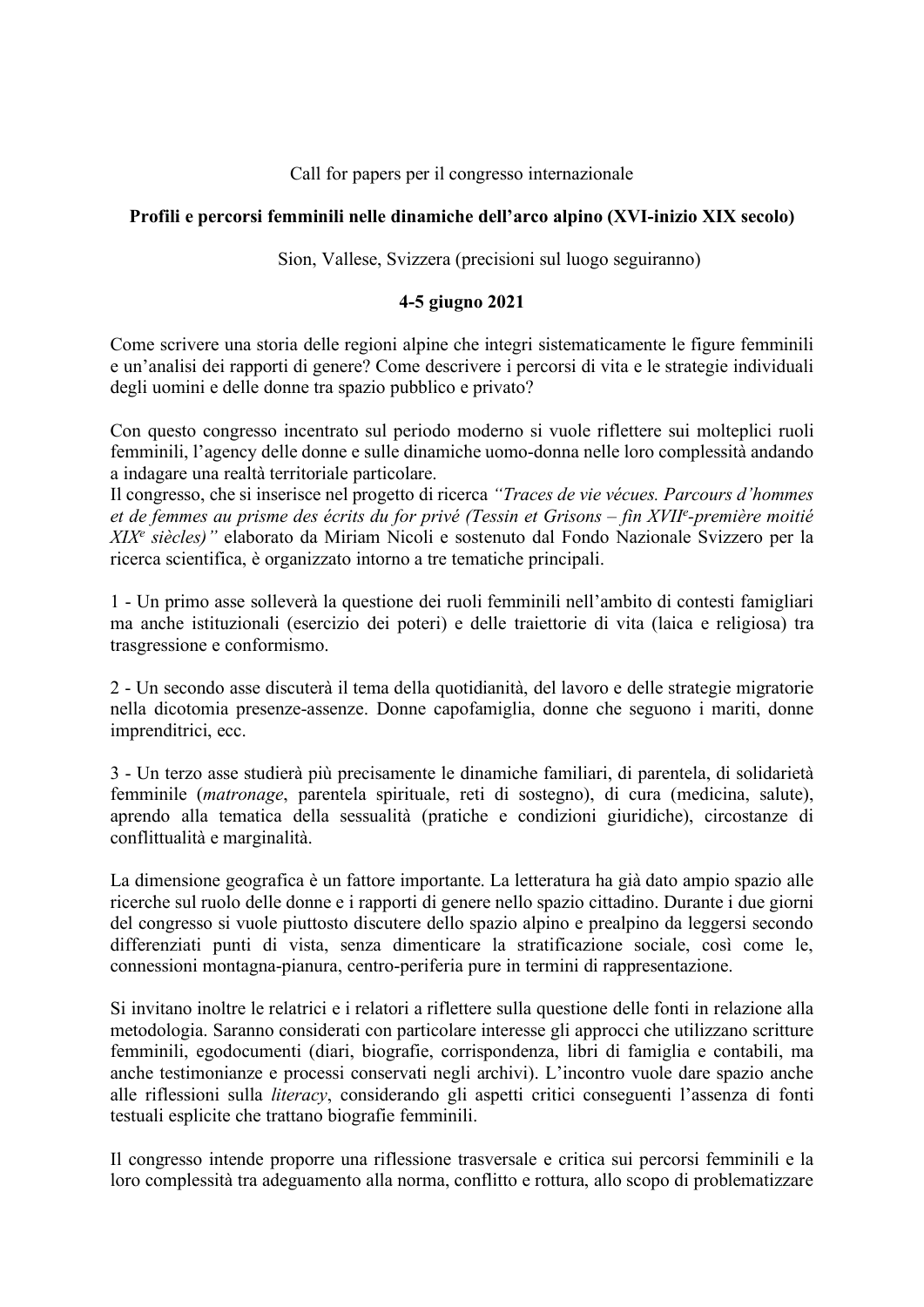Call for papers per il congresso internazionale

**Profili e percorsi femminili nelle dinamiche dell'arco alpino (XVI-inizio XIX secolo)**

Sion, Vallese, Svizzera (precisioni sul luogo seguiranno)

**4-5 giugno 2021**

Come scrivere una storia delle regioni alpine che integri sistematicamente le figure femminili e un'analisi dei rapporti di genere? Come descrivere i percorsi di vita e le strategie individuali degli uomini e delle donne tra spazio pubblico e privato?

Con questo congresso incentrato sul periodo moderno si vuole riflettere sui molteplici ruoli femminili, l'agency delle donne e sulle dinamiche uomo-donna nelle loro complessità andando a indagare una realtà territoriale particolare.
Il congresso, che si inserisce nel progetto di ricerca *"Traces de vie vécues. Parcours d'hommes et de femmes au prisme des écrits du for privé (Tessin et Grisons – fin XVII*e*-première moitié XIX*e *siècles)"* elaborato da Miriam Nicoli e sostenuto dal Fondo Nazionale Svizzero per la ricerca scientifica, è organizzato intorno a tre tematiche principali.

1 - Un primo asse solleverà la questione dei ruoli femminili nell'ambito di contesti famigliari ma anche istituzionali (esercizio dei poteri) e delle traiettorie di vita (laica e religiosa) tra trasgressione e conformismo.

2 - Un secondo asse discuterà il tema della quotidianità, del lavoro e delle strategie migratorie nella dicotomia presenze-assenze. Donne capofamiglia, donne che seguono i mariti, donne imprenditrici, ecc.

3 - Un terzo asse studierà più precisamente le dinamiche familiari, di parentela, di solidarietà femminile (*matronage*, parentela spirituale, reti di sostegno), di cura (medicina, salute), aprendo alla tematica della sessualità (pratiche e condizioni giuridiche), circostanze di conflittualità e marginalità.

La dimensione geografica è un fattore importante. La letteratura ha già dato ampio spazio alle ricerche sul ruolo delle donne e i rapporti di genere nello spazio cittadino. Durante i due giorni del congresso si vuole piuttosto discutere dello spazio alpino e prealpino da leggersi secondo differenziati punti di vista, senza dimenticare la stratificazione sociale, così come le, connessioni montagna-pianura, centro-periferia pure in termini di rappresentazione.

Si invitano inoltre le relatrici e i relatori a riflettere sulla questione delle fonti in relazione alla metodologia. Saranno considerati con particolare interesse gli approcci che utilizzano scritture femminili, egodocumenti (diari, biografie, corrispondenza, libri di famiglia e contabili, ma anche testimonianze e processi conservati negli archivi). L'incontro vuole dare spazio anche alle riflessioni sulla *literacy*, considerando gli aspetti critici conseguenti l'assenza di fonti testuali esplicite che trattano biografie femminili.

Il congresso intende proporre una riflessione trasversale e critica sui percorsi femminili e la loro complessità tra adeguamento alla norma, conflitto e rottura, allo scopo di problematizzare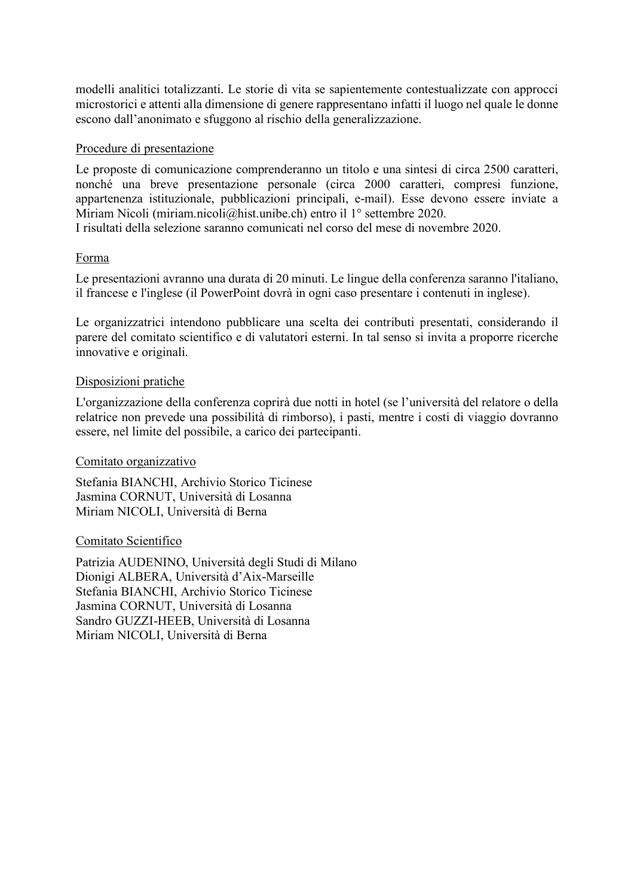modelli analitici totalizzanti. Le storie di vita se sapientemente contestualizzate con approcci microstorici e attenti alla dimensione di genere rappresentano infatti il luogo nel quale le donne escono dall'anonimato e sfuggono al rischio della generalizzazione.

## Procedure di presentazione

Le proposte di comunicazione comprenderanno un titolo e una sintesi di circa 2500 caratteri, nonché una breve presentazione personale (circa 2000 caratteri, compresi funzione, appartenenza istituzionale, pubblicazioni principali, e-mail). Esse devono essere inviate a Miriam Nicoli (miriam.nicoli@hist.unibe.ch) entro il 1° settembre 2020.
I risultati della selezione saranno comunicati nel corso del mese di novembre 2020.

## Forma

Le presentazioni avranno una durata di 20 minuti. Le lingue della conferenza saranno l'italiano, il francese e l'inglese (il PowerPoint dovrà in ogni caso presentare i contenuti in inglese).

Le organizzatrici intendono pubblicare una scelta dei contributi presentati, considerando il parere del comitato scientifico e di valutatori esterni. In tal senso si invita a proporre ricerche innovative e originali.

## Disposizioni pratiche

L'organizzazione della conferenza coprirà due notti in hotel (se l'università del relatore o della relatrice non prevede una possibilità di rimborso), i pasti, mentre i costi di viaggio dovranno essere, nel limite del possibile, a carico dei partecipanti.

## Comitato organizzativo

Stefania BIANCHI, Archivio Storico Ticinese
Jasmina CORNUT, Università di Losanna
Miriam NICOLI, Università di Berna

## Comitato Scientifico

Patrizia AUDENINO, Università degli Studi di Milano
Dionigi ALBERA, Università d'Aix-Marseille
Stefania BIANCHI, Archivio Storico Ticinese
Jasmina CORNUT, Università di Losanna
Sandro GUZZI-HEEB, Università di Losanna
Miriam NICOLI, Università di Berna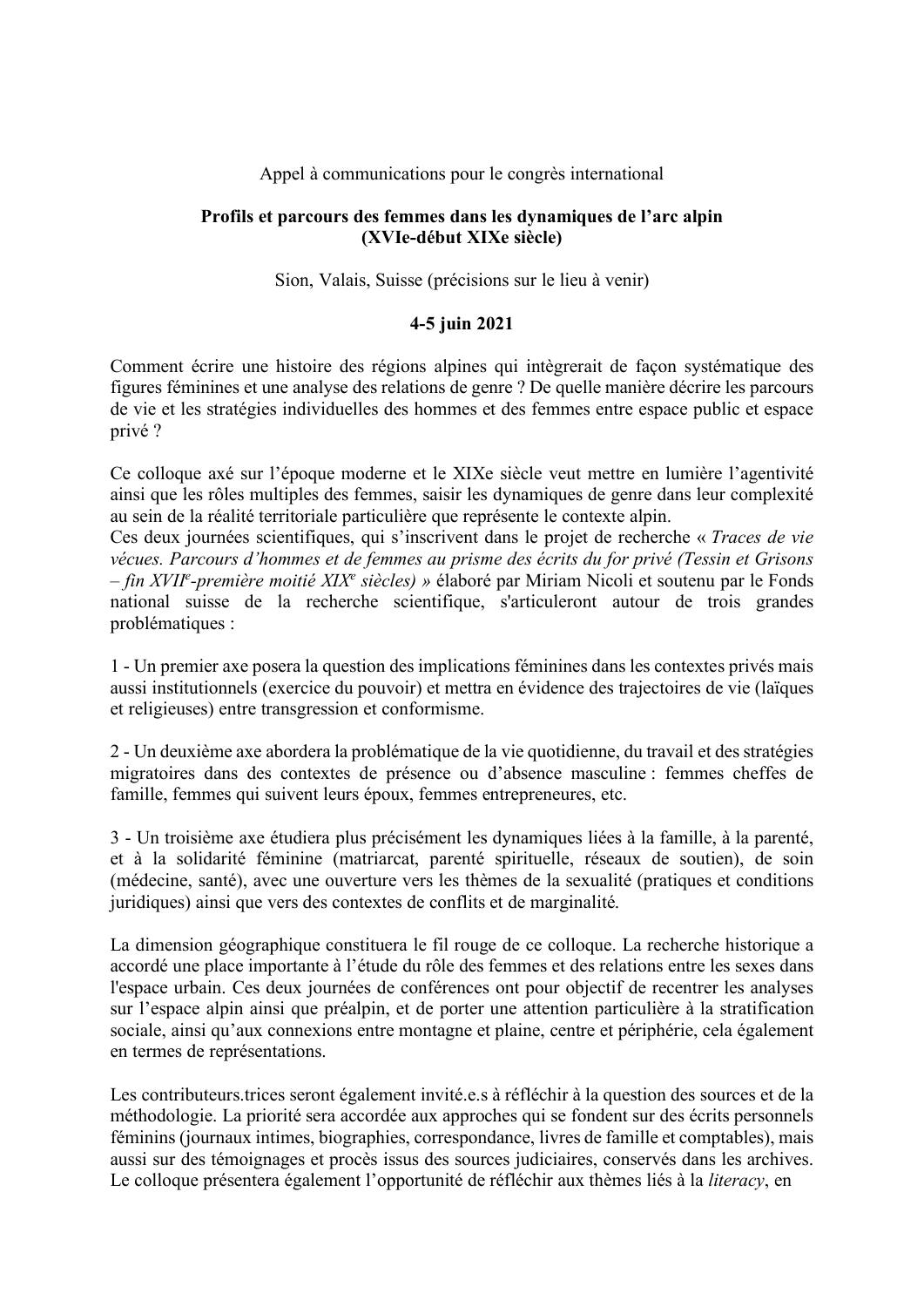Appel à communications pour le congrès international

**Profils et parcours des femmes dans les dynamiques de l'arc alpin (XVIe-début XIXe siècle)**

Sion, Valais, Suisse (précisions sur le lieu à venir)

**4-5 juin 2021**

Comment écrire une histoire des régions alpines qui intègrerait de façon systématique des figures féminines et une analyse des relations de genre ? De quelle manière décrire les parcours de vie et les stratégies individuelles des hommes et des femmes entre espace public et espace privé ?

Ce colloque axé sur l'époque moderne et le XIXe siècle veut mettre en lumière l'agentivité ainsi que les rôles multiples des femmes, saisir les dynamiques de genre dans leur complexité au sein de la réalité territoriale particulière que représente le contexte alpin.
Ces deux journées scientifiques, qui s'inscrivent dans le projet de recherche « *Traces de vie vécues. Parcours d'hommes et de femmes au prisme des écrits du for privé (Tessin et Grisons – fin XVII*e*-première moitié XIX*e *siècles)* » élaboré par Miriam Nicoli et soutenu par le Fonds national suisse de la recherche scientifique, s'articuleront autour de trois grandes problématiques :

1 - Un premier axe posera la question des implications féminines dans les contextes privés mais aussi institutionnels (exercice du pouvoir) et mettra en évidence des trajectoires de vie (laïques et religieuses) entre transgression et conformisme.

2 - Un deuxième axe abordera la problématique de la vie quotidienne, du travail et des stratégies migratoires dans des contextes de présence ou d'absence masculine : femmes cheffes de famille, femmes qui suivent leurs époux, femmes entrepreneures, etc.

3 - Un troisième axe étudiera plus précisément les dynamiques liées à la famille, à la parenté, et à la solidarité féminine (matriarcat, parenté spirituelle, réseaux de soutien), de soin (médecine, santé), avec une ouverture vers les thèmes de la sexualité (pratiques et conditions juridiques) ainsi que vers des contextes de conflits et de marginalité.

La dimension géographique constituera le fil rouge de ce colloque. La recherche historique a accordé une place importante à l'étude du rôle des femmes et des relations entre les sexes dans l'espace urbain. Ces deux journées de conférences ont pour objectif de recentrer les analyses sur l'espace alpin ainsi que préalpin, et de porter une attention particulière à la stratification sociale, ainsi qu'aux connexions entre montagne et plaine, centre et périphérie, cela également en termes de représentations.

Les contributeurs.trices seront également invité.e.s à réfléchir à la question des sources et de la méthodologie. La priorité sera accordée aux approches qui se fondent sur des écrits personnels féminins (journaux intimes, biographies, correspondance, livres de famille et comptables), mais aussi sur des témoignages et procès issus des sources judiciaires, conservés dans les archives. Le colloque présentera également l'opportunité de réfléchir aux thèmes liés à la *literacy*, en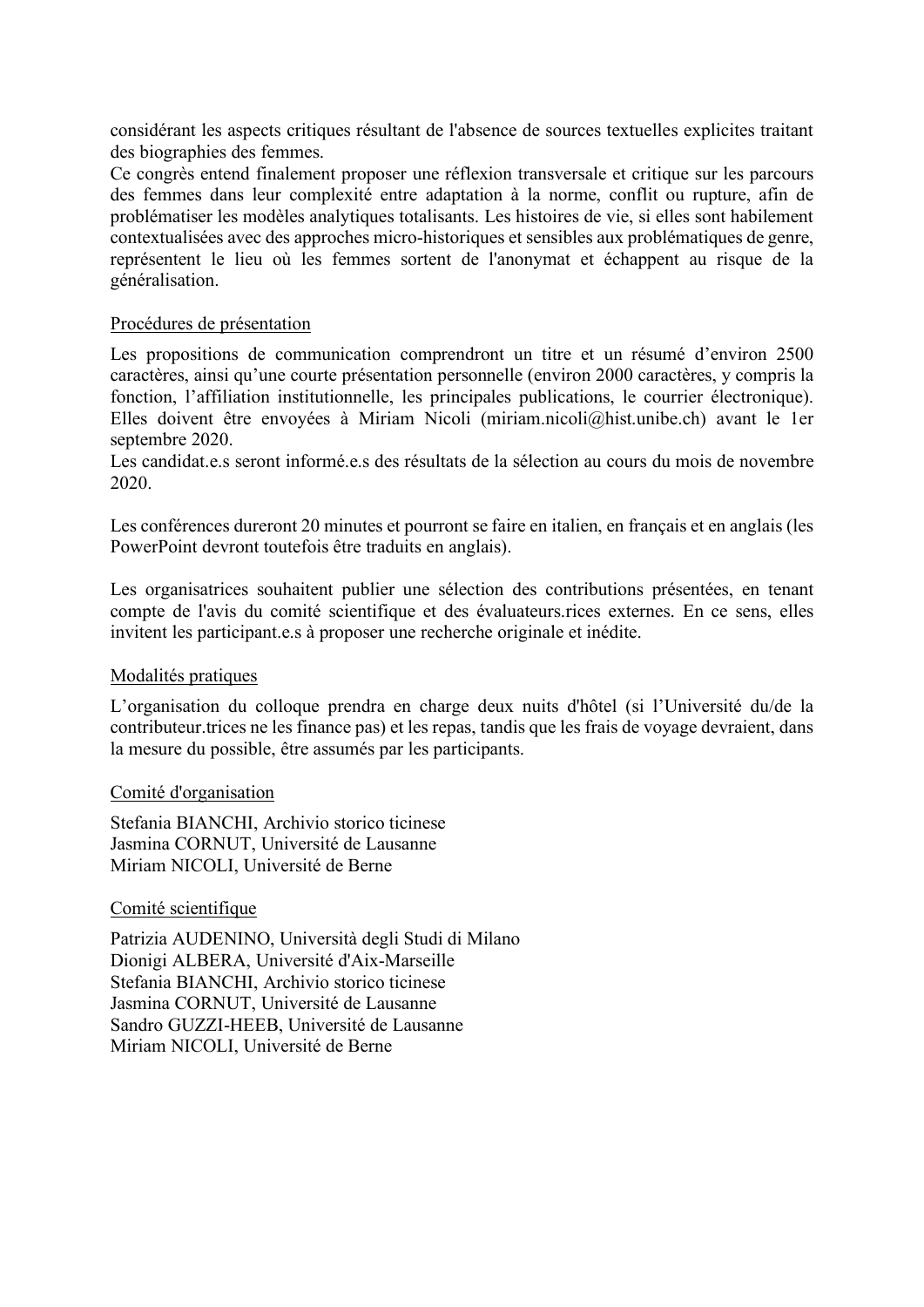considérant les aspects critiques résultant de l'absence de sources textuelles explicites traitant des biographies des femmes.

Ce congrès entend finalement proposer une réflexion transversale et critique sur les parcours des femmes dans leur complexité entre adaptation à la norme, conflit ou rupture, afin de problématiser les modèles analytiques totalisants. Les histoires de vie, si elles sont habilement contextualisées avec des approches micro-historiques et sensibles aux problématiques de genre, représentent le lieu où les femmes sortent de l'anonymat et échappent au risque de la généralisation.

Procédures de présentation

Les propositions de communication comprendront un titre et un résumé d'environ 2500 caractères, ainsi qu'une courte présentation personnelle (environ 2000 caractères, y compris la fonction, l'affiliation institutionnelle, les principales publications, le courrier électronique). Elles doivent être envoyées à Miriam Nicoli (miriam.nicoli@hist.unibe.ch) avant le 1er septembre 2020.

Les candidat.e.s seront informé.e.s des résultats de la sélection au cours du mois de novembre 2020.

Les conférences dureront 20 minutes et pourront se faire en italien, en français et en anglais (les PowerPoint devront toutefois être traduits en anglais).

Les organisatrices souhaitent publier une sélection des contributions présentées, en tenant compte de l'avis du comité scientifique et des évaluateurs.rices externes. En ce sens, elles invitent les participant.e.s à proposer une recherche originale et inédite.

Modalités pratiques

L'organisation du colloque prendra en charge deux nuits d'hôtel (si l'Université du/de la contributeur.trices ne les finance pas) et les repas, tandis que les frais de voyage devraient, dans la mesure du possible, être assumés par les participants.

Comité d'organisation

Stefania BIANCHI, Archivio storico ticinese
Jasmina CORNUT, Université de Lausanne
Miriam NICOLI, Université de Berne

Comité scientifique

Patrizia AUDENINO, Università degli Studi di Milano
Dionigi ALBERA, Université d'Aix-Marseille
Stefania BIANCHI, Archivio storico ticinese
Jasmina CORNUT, Université de Lausanne
Sandro GUZZI-HEEB, Université de Lausanne
Miriam NICOLI, Université de Berne